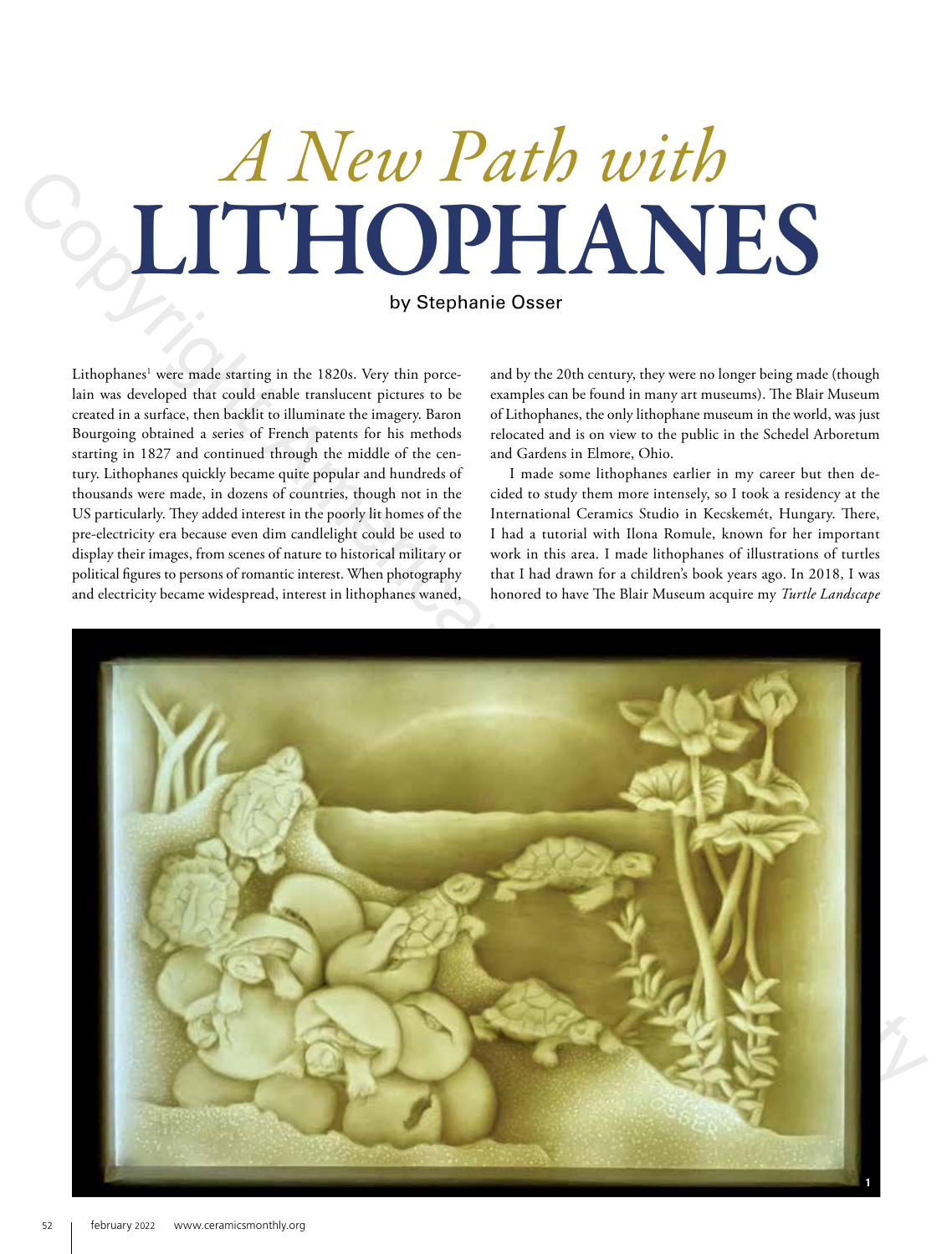# *A New Path with* LITHOPHANES

by Stephanie Osser

Lithophanes[1] were made starting in the 1820s. Very thin porcelain was developed that could enable translucent pictures to be created in a surface, then backlit to illuminate the imagery. Baron Bourgoing obtained a series of French patents for his methods starting in 1827 and continued through the middle of the century. Lithophanes quickly became quite popular and hundreds of thousands were made, in dozens of countries, though not in the US particularly. They added interest in the poorly lit homes of the pre-electricity era because even dim candlelight could be used to display their images, from scenes of nature to historical military or political figures to persons of romantic interest. When photography and electricity became widespread, interest in lithophanes waned, and by the 20th century, they were no longer being made (though examples can be found in many art museums). The Blair Museum of Lithophanes, the only lithophane museum in the world, was just relocated and is on view to the public in the Schedel Arboretum and Gardens in Elmore, Ohio.

I made some lithophanes earlier in my career but then decided to study them more intensely, so I took a residency at the International Ceramics Studio in Kecskemét, Hungary. There, I had a tutorial with Ilona Romule, known for her important work in this area. I made lithophanes of illustrations of turtles that I had drawn for a children's book years ago. In 2018, I was honored to have The Blair Museum acquire my *Turtle Landscape*

1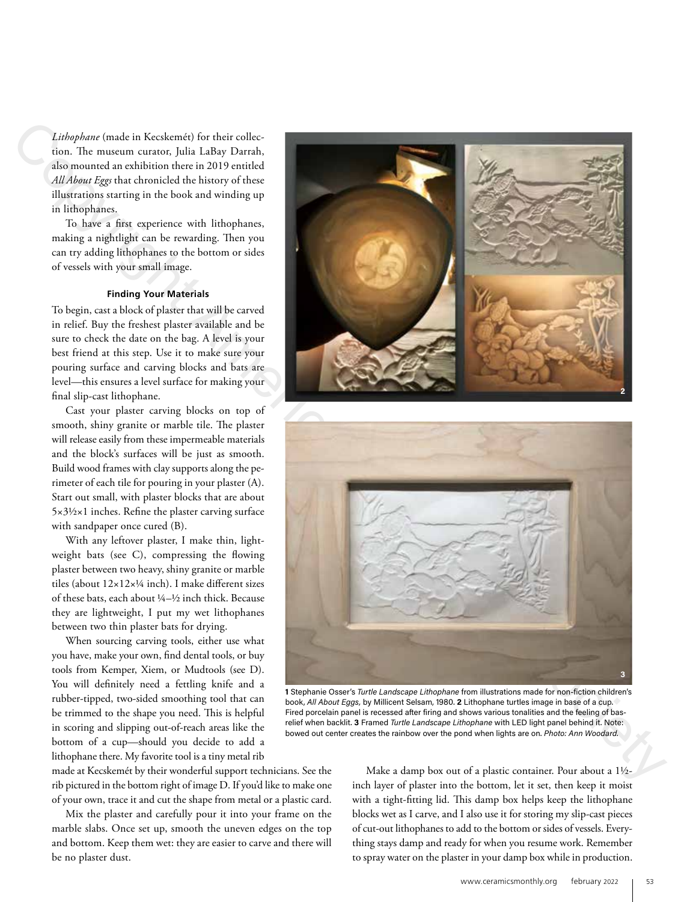*Lithophane* (made in Kecskemét) for their collection. The museum curator, Julia LaBay Darrah, also mounted an exhibition there in 2019 entitled *All About Eggs* that chronicled the history of these illustrations starting in the book and winding up in lithophanes.

To have a first experience with lithophanes, making a nightlight can be rewarding. Then you can try adding lithophanes to the bottom or sides of vessels with your small image.

#### Finding Your Materials

To begin, cast a block of plaster that will be carved in relief. Buy the freshest plaster available and be sure to check the date on the bag. A level is your best friend at this step. Use it to make sure your pouring surface and carving blocks and bats are level—this ensures a level surface for making your final slip-cast lithophane.

Cast your plaster carving blocks on top of smooth, shiny granite or marble tile. The plaster will release easily from these impermeable materials and the block's surfaces will be just as smooth. Build wood frames with clay supports along the perimeter of each tile for pouring in your plaster (A). Start out small, with plaster blocks that are about 5×3½×1 inches. Refine the plaster carving surface with sandpaper once cured (B).

With any leftover plaster, I make thin, lightweight bats (see C), compressing the flowing plaster between two heavy, shiny granite or marble tiles (about 12×12×¼ inch). I make different sizes of these bats, each about ¼–½ inch thick. Because they are lightweight, I put my wet lithophanes between two thin plaster bats for drying.

When sourcing carving tools, either use what you have, make your own, find dental tools, or buy tools from Kemper, Xiem, or Mudtools (see D). You will definitely need a fettling knife and a rubber-tipped, two-sided smoothing tool that can be trimmed to the shape you need. This is helpful in scoring and slipping out-of-reach areas like the bottom of a cup—should you decide to add a lithophane there. My favorite tool is a tiny metal rib made at Kecskemét by their wonderful support technicians. See the rib pictured in the bottom right of image D. If you'd like to make one of your own, trace it and cut the shape from metal or a plastic card.

Mix the plaster and carefully pour it into your frame on the marble slabs. Once set up, smooth the uneven edges on the top and bottom. Keep them wet: they are easier to carve and there will be no plaster dust.

**1** Stephanie Osser's *Turtle Landscape Lithophane* from illustrations made for non-fiction children's book, *All About Eggs,* by Millicent Selsam, 1980. **2** Lithophane turtles image in base of a cup. Fired porcelain panel is recessed after firing and shows various tonalities and the feeling of bas-relief when backlit. **3** Framed *Turtle Landscape Lithophane* with LED light panel behind it. Note: bowed out center creates the rainbow over the pond when lights are on. *Photo: Ann Woodard.*

Make a damp box out of a plastic container. Pour about a 1½-inch layer of plaster into the bottom, let it set, then keep it moist with a tight-fitting lid. This damp box helps keep the lithophane blocks wet as I carve, and I also use it for storing my slip-cast pieces of cut-out lithophanes to add to the bottom or sides of vessels. Everything stays damp and ready for when you resume work. Remember to spray water on the plaster in your damp box while in production.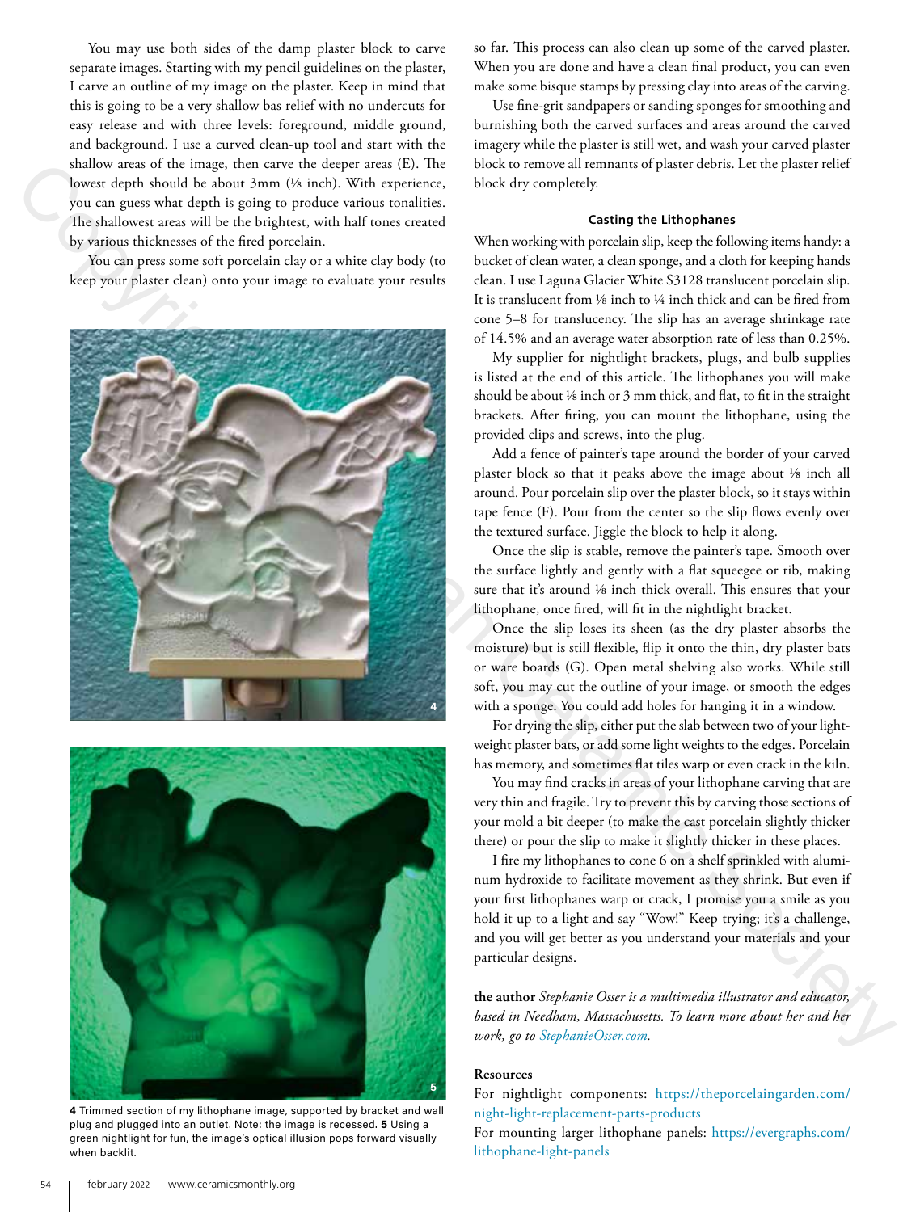You may use both sides of the damp plaster block to carve separate images. Starting with my pencil guidelines on the plaster, I carve an outline of my image on the plaster. Keep in mind that this is going to be a very shallow bas relief with no undercuts for easy release and with three levels: foreground, middle ground, and background. I use a curved clean-up tool and start with the shallow areas of the image, then carve the deeper areas (E). The lowest depth should be about 3mm (⅛ inch). With experience, you can guess what depth is going to produce various tonalities. The shallowest areas will be the brightest, with half tones created by various thicknesses of the fired porcelain.

You can press some soft porcelain clay or a white clay body (to keep your plaster clean) onto your image to evaluate your results so far. This process can also clean up some of the carved plaster. When you are done and have a clean final product, you can even make some bisque stamps by pressing clay into areas of the carving.

Use fine-grit sandpapers or sanding sponges for smoothing and burnishing both the carved surfaces and areas around the carved imagery while the plaster is still wet, and wash your carved plaster block to remove all remnants of plaster debris. Let the plaster relief block dry completely.

**4** Trimmed section of my lithophane image, supported by bracket and wall plug and plugged into an outlet. Note: the image is recessed. **5** Using a green nightlight for fun, the image's optical illusion pops forward visually when backlit.

### Casting the Lithophanes

When working with porcelain slip, keep the following items handy: a bucket of clean water, a clean sponge, and a cloth for keeping hands clean. I use Laguna Glacier White S3128 translucent porcelain slip. It is translucent from ⅛ inch to ¼ inch thick and can be fired from cone 5–8 for translucency. The slip has an average shrinkage rate of 14.5% and an average water absorption rate of less than 0.25%.

My supplier for nightlight brackets, plugs, and bulb supplies is listed at the end of this article. The lithophanes you will make should be about ⅛ inch or 3 mm thick, and flat, to fit in the straight brackets. After firing, you can mount the lithophane, using the provided clips and screws, into the plug.

Add a fence of painter's tape around the border of your carved plaster block so that it peaks above the image about ⅛ inch all around. Pour porcelain slip over the plaster block, so it stays within tape fence (F). Pour from the center so the slip flows evenly over the textured surface. Jiggle the block to help it along.

Once the slip is stable, remove the painter's tape. Smooth over the surface lightly and gently with a flat squeegee or rib, making sure that it's around ⅛ inch thick overall. This ensures that your lithophane, once fired, will fit in the nightlight bracket.

Once the slip loses its sheen (as the dry plaster absorbs the moisture) but is still flexible, flip it onto the thin, dry plaster bats or ware boards (G). Open metal shelving also works. While still soft, you may cut the outline of your image, or smooth the edges with a sponge. You could add holes for hanging it in a window.

For drying the slip, either put the slab between two of your lightweight plaster bats, or add some light weights to the edges. Porcelain has memory, and sometimes flat tiles warp or even crack in the kiln.

You may find cracks in areas of your lithophane carving that are very thin and fragile. Try to prevent this by carving those sections of your mold a bit deeper (to make the cast porcelain slightly thicker there) or pour the slip to make it slightly thicker in these places.

I fire my lithophanes to cone 6 on a shelf sprinkled with aluminum hydroxide to facilitate movement as they shrink. But even if your first lithophanes warp or crack, I promise you a smile as you hold it up to a light and say "Wow!" Keep trying; it's a challenge, and you will get better as you understand your materials and your particular designs.

**the author** *Stephanie Osser is a multimedia illustrator and educator, based in Needham, Massachusetts. To learn more about her and her work, go to StephanieOsser.com.*

**Resources**

For nightlight components: https://theporcelaingarden.com/night-light-replacement-parts-products

For mounting larger lithophane panels: https://evergraphs.com/lithophane-light-panels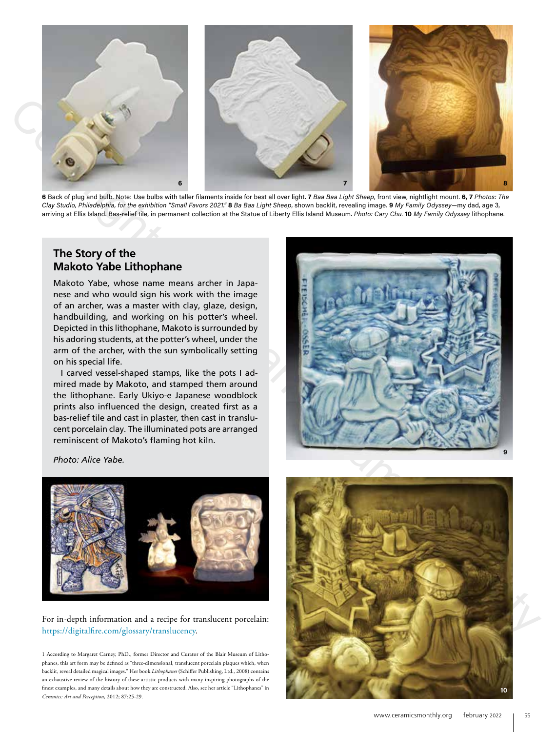**6** Back of plug and bulb. Note: Use bulbs with taller filaments inside for best all over light. **7** *Baa Baa Light Sheep*, front view, nightlight mount. **6, 7** *Photos: The Clay Studio, Philadelphia, for the exhibition "Small Favors 2021."* **8** *Ba Baa Light Sheep*, shown backlit, revealing image. **9** *My Family Odyssey*—my dad, age 3, arriving at Ellis Island. Bas-relief tile, in permanent collection at the Statue of Liberty Ellis Island Museum. *Photo: Cary Chu.* **10** *My Family Odyssey* lithophane.

## The Story of the Makoto Yabe Lithophane

Makoto Yabe, whose name means archer in Japanese and who would sign his work with the image of an archer, was a master with clay, glaze, design, handbuilding, and working on his potter's wheel. Depicted in this lithophane, Makoto is surrounded by his adoring students, at the potter's wheel, under the arm of the archer, with the sun symbolically setting on his special life.

I carved vessel-shaped stamps, like the pots I admired made by Makoto, and stamped them around the lithophane. Early Ukiyo-e Japanese woodblock prints also influenced the design, created first as a bas-relief tile and cast in plaster, then cast in translucent porcelain clay. The illuminated pots are arranged reminiscent of Makoto's flaming hot kiln.

*Photo: Alice Yabe.*

For in-depth information and a recipe for translucent porcelain: https://digitalfire.com/glossary/translucency.

1 According to Margaret Carney, PhD., former Director and Curator of the Blair Museum of Lithophanes, this art form may be defined as "three-dimensional, translucent porcelain plaques which, when backlit, reveal detailed magical images." Her book *Lithophanes* (Schiffer Publishing, Ltd., 2008) contains an exhaustive review of the history of these artistic products with many inspiring photographs of the finest examples, and many details about how they are constructed. Also, see her article "Lithophanes" in *Ceramics: Art and Perception*, 2012; 87:25-29.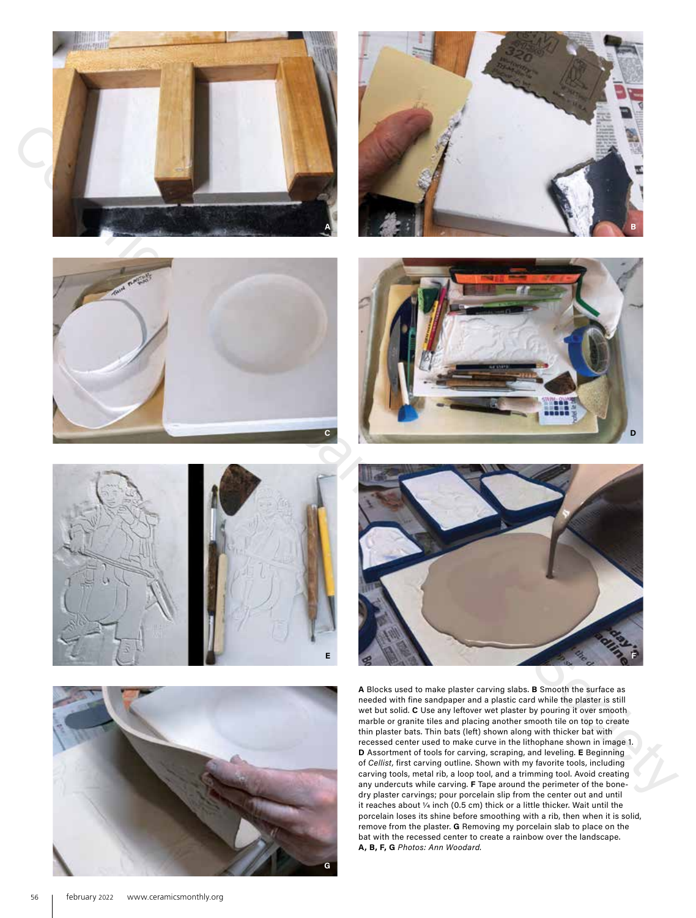**A** Blocks used to make plaster carving slabs. **B** Smooth the surface as needed with fine sandpaper and a plastic card while the plaster is still wet but solid. **C** Use any leftover wet plaster by pouring it over smooth marble or granite tiles and placing another smooth tile on top to create thin plaster bats. Thin bats (left) shown along with thicker bat with recessed center used to make curve in the lithophane shown in image 1. **D** Assortment of tools for carving, scraping, and leveling. **E** Beginning of *Cellist*, first carving outline. Shown with my favorite tools, including carving tools, metal rib, a loop tool, and a trimming tool. Avoid creating any undercuts while carving. **F** Tape around the perimeter of the bone-dry plaster carvings; pour porcelain slip from the center out and until it reaches about ¼ inch (0.5 cm) thick or a little thicker. Wait until the porcelain loses its shine before smoothing with a rib, then when it is solid, remove from the plaster. **G** Removing my porcelain slab to place on the bat with the recessed center to create a rainbow over the landscape.
**A, B, F, G** *Photos: Ann Woodard.*